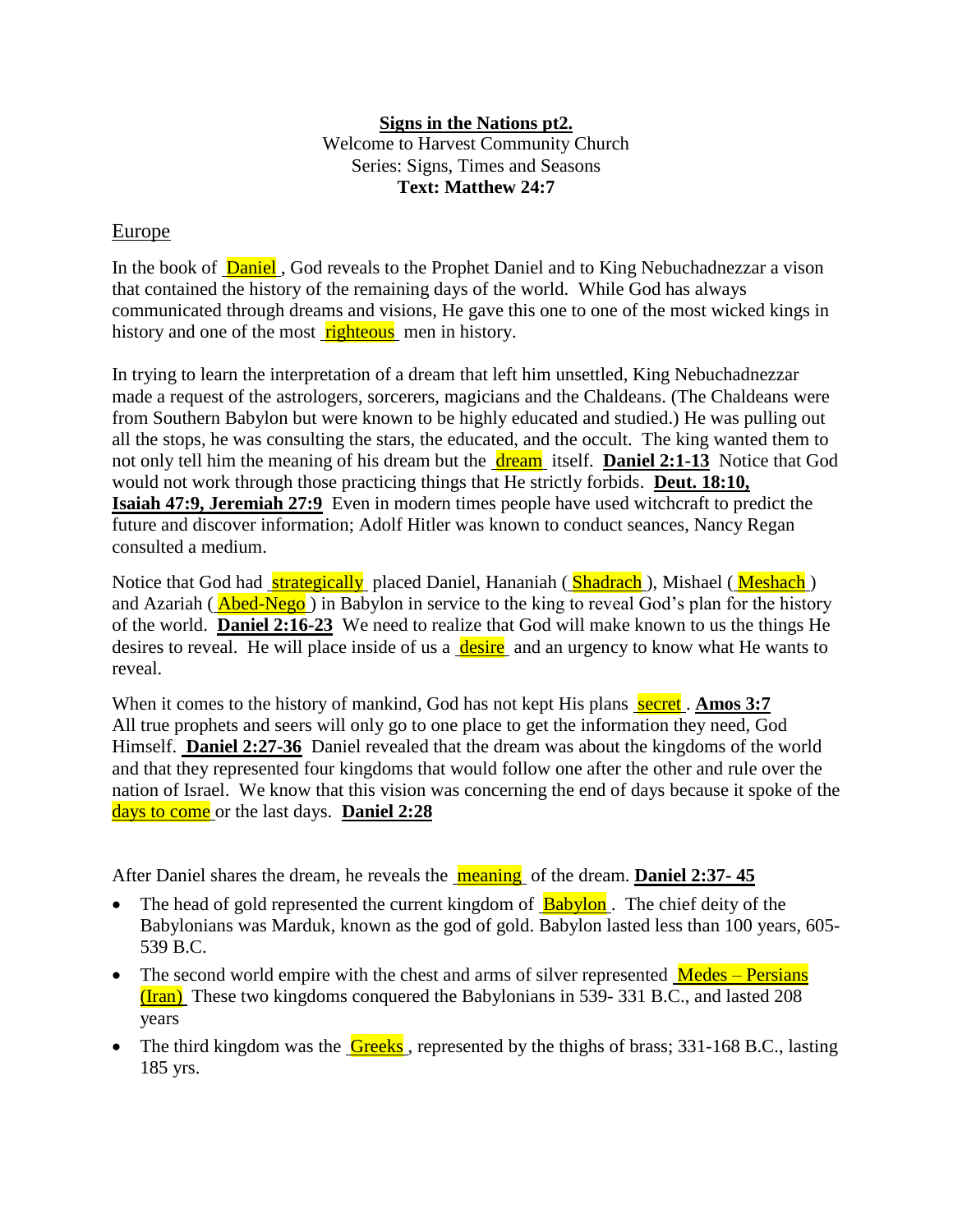**Signs in the Nations pt2.**
Welcome to Harvest Community Church
Series: Signs, Times and Seasons
**Text: Matthew 24:7**

## Europe

In the book of Daniel, God reveals to the Prophet Daniel and to King Nebuchadnezzar a vison that contained the history of the remaining days of the world. While God has always communicated through dreams and visions, He gave this one to one of the most wicked kings in history and one of the most righteous men in history.

In trying to learn the interpretation of a dream that left him unsettled, King Nebuchadnezzar made a request of the astrologers, sorcerers, magicians and the Chaldeans. (The Chaldeans were from Southern Babylon but were known to be highly educated and studied.) He was pulling out all the stops, he was consulting the stars, the educated, and the occult. The king wanted them to not only tell him the meaning of his dream but the dream itself. **Daniel 2:1-13** Notice that God would not work through those practicing things that He strictly forbids. **Deut. 18:10, Isaiah 47:9, Jeremiah 27:9** Even in modern times people have used witchcraft to predict the future and discover information; Adolf Hitler was known to conduct seances, Nancy Regan consulted a medium.

Notice that God had strategically placed Daniel, Hananiah (Shadrach), Mishael (Meshach) and Azariah (Abed-Nego) in Babylon in service to the king to reveal God's plan for the history of the world. **Daniel 2:16-23** We need to realize that God will make known to us the things He desires to reveal. He will place inside of us a desire and an urgency to know what He wants to reveal.

When it comes to the history of mankind, God has not kept His plans secret. **Amos 3:7** All true prophets and seers will only go to one place to get the information they need, God Himself. **Daniel 2:27-36** Daniel revealed that the dream was about the kingdoms of the world and that they represented four kingdoms that would follow one after the other and rule over the nation of Israel. We know that this vision was concerning the end of days because it spoke of the days to come or the last days. **Daniel 2:28**

After Daniel shares the dream, he reveals the meaning of the dream. **Daniel 2:37- 45**

- The head of gold represented the current kingdom of Babylon. The chief deity of the Babylonians was Marduk, known as the god of gold. Babylon lasted less than 100 years, 605-539 B.C.
- The second world empire with the chest and arms of silver represented Medes – Persians (Iran) These two kingdoms conquered the Babylonians in 539- 331 B.C., and lasted 208 years
- The third kingdom was the Greeks, represented by the thighs of brass; 331-168 B.C., lasting 185 yrs.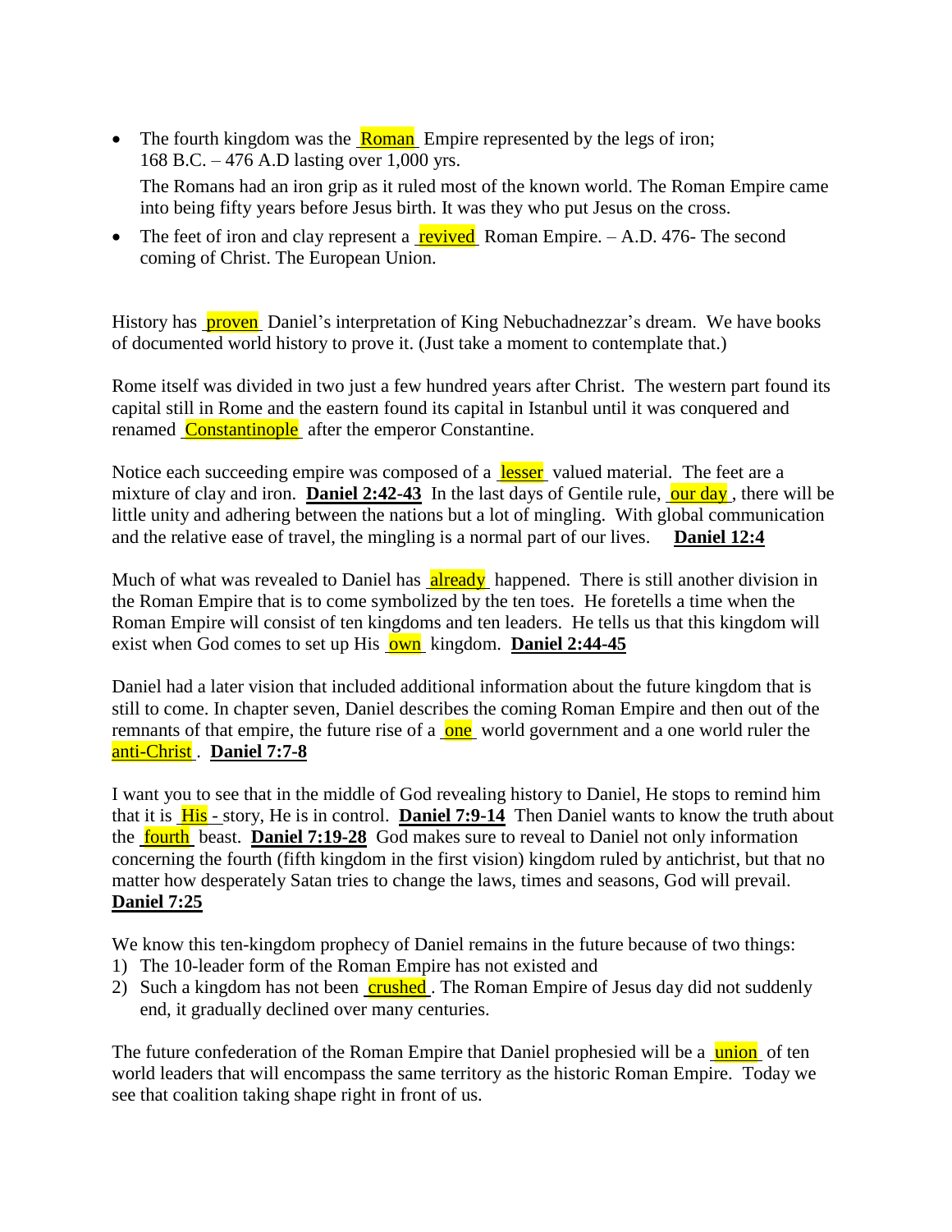- The fourth kingdom was the Roman Empire represented by the legs of iron; 168 B.C. – 476 A.D lasting over 1,000 yrs.

  The Romans had an iron grip as it ruled most of the known world. The Roman Empire came into being fifty years before Jesus birth. It was they who put Jesus on the cross.

- The feet of iron and clay represent a revived Roman Empire. – A.D. 476- The second coming of Christ. The European Union.

History has proven Daniel's interpretation of King Nebuchadnezzar's dream. We have books of documented world history to prove it. (Just take a moment to contemplate that.)

Rome itself was divided in two just a few hundred years after Christ. The western part found its capital still in Rome and the eastern found its capital in Istanbul until it was conquered and renamed Constantinople after the emperor Constantine.

Notice each succeeding empire was composed of a lesser valued material. The feet are a mixture of clay and iron. **Daniel 2:42-43** In the last days of Gentile rule, our day, there will be little unity and adhering between the nations but a lot of mingling. With global communication and the relative ease of travel, the mingling is a normal part of our lives. **Daniel 12:4**

Much of what was revealed to Daniel has already happened. There is still another division in the Roman Empire that is to come symbolized by the ten toes. He foretells a time when the Roman Empire will consist of ten kingdoms and ten leaders. He tells us that this kingdom will exist when God comes to set up His own kingdom. **Daniel 2:44-45**

Daniel had a later vision that included additional information about the future kingdom that is still to come. In chapter seven, Daniel describes the coming Roman Empire and then out of the remnants of that empire, the future rise of a one world government and a one world ruler the anti-Christ. **Daniel 7:7-8**

I want you to see that in the middle of God revealing history to Daniel, He stops to remind him that it is His - story, He is in control. **Daniel 7:9-14** Then Daniel wants to know the truth about the fourth beast. **Daniel 7:19-28** God makes sure to reveal to Daniel not only information concerning the fourth (fifth kingdom in the first vision) kingdom ruled by antichrist, but that no matter how desperately Satan tries to change the laws, times and seasons, God will prevail. **Daniel 7:25**

We know this ten-kingdom prophecy of Daniel remains in the future because of two things:

1) The 10-leader form of the Roman Empire has not existed and
2) Such a kingdom has not been crushed. The Roman Empire of Jesus day did not suddenly end, it gradually declined over many centuries.

The future confederation of the Roman Empire that Daniel prophesied will be a union of ten world leaders that will encompass the same territory as the historic Roman Empire. Today we see that coalition taking shape right in front of us.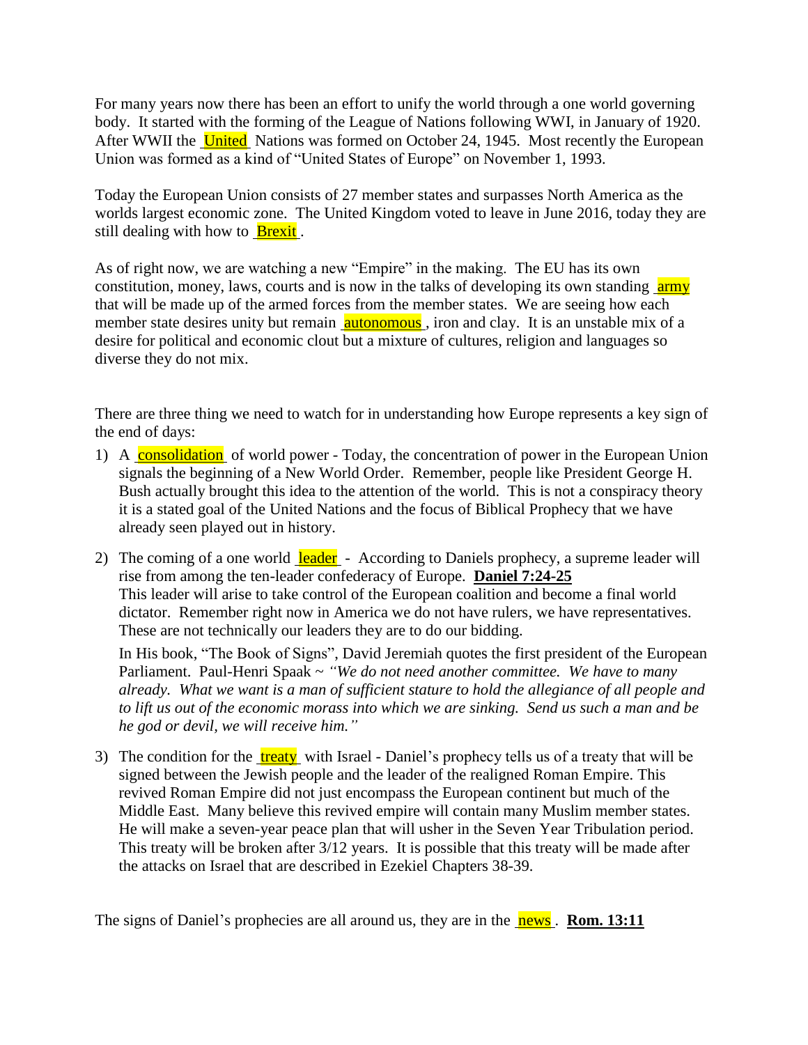For many years now there has been an effort to unify the world through a one world governing body. It started with the forming of the League of Nations following WWI, in January of 1920. After WWII the United Nations was formed on October 24, 1945. Most recently the European Union was formed as a kind of "United States of Europe" on November 1, 1993.

Today the European Union consists of 27 member states and surpasses North America as the worlds largest economic zone. The United Kingdom voted to leave in June 2016, today they are still dealing with how to Brexit.

As of right now, we are watching a new "Empire" in the making. The EU has its own constitution, money, laws, courts and is now in the talks of developing its own standing army that will be made up of the armed forces from the member states. We are seeing how each member state desires unity but remain autonomous, iron and clay. It is an unstable mix of a desire for political and economic clout but a mixture of cultures, religion and languages so diverse they do not mix.

There are three thing we need to watch for in understanding how Europe represents a key sign of the end of days:

1) A consolidation of world power - Today, the concentration of power in the European Union signals the beginning of a New World Order. Remember, people like President George H. Bush actually brought this idea to the attention of the world. This is not a conspiracy theory it is a stated goal of the United Nations and the focus of Biblical Prophecy that we have already seen played out in history.

2) The coming of a one world leader - According to Daniels prophecy, a supreme leader will rise from among the ten-leader confederacy of Europe. **Daniel 7:24-25**
   This leader will arise to take control of the European coalition and become a final world dictator. Remember right now in America we do not have rulers, we have representatives. These are not technically our leaders they are to do our bidding.

   In His book, "The Book of Signs", David Jeremiah quotes the first president of the European Parliament. Paul-Henri Spaak ~ *"We do not need another committee. We have to many already. What we want is a man of sufficient stature to hold the allegiance of all people and to lift us out of the economic morass into which we are sinking. Send us such a man and be he god or devil, we will receive him."*

3) The condition for the treaty with Israel - Daniel's prophecy tells us of a treaty that will be signed between the Jewish people and the leader of the realigned Roman Empire. This revived Roman Empire did not just encompass the European continent but much of the Middle East. Many believe this revived empire will contain many Muslim member states. He will make a seven-year peace plan that will usher in the Seven Year Tribulation period. This treaty will be broken after 3/12 years. It is possible that this treaty will be made after the attacks on Israel that are described in Ezekiel Chapters 38-39.

The signs of Daniel's prophecies are all around us, they are in the news. **Rom. 13:11**